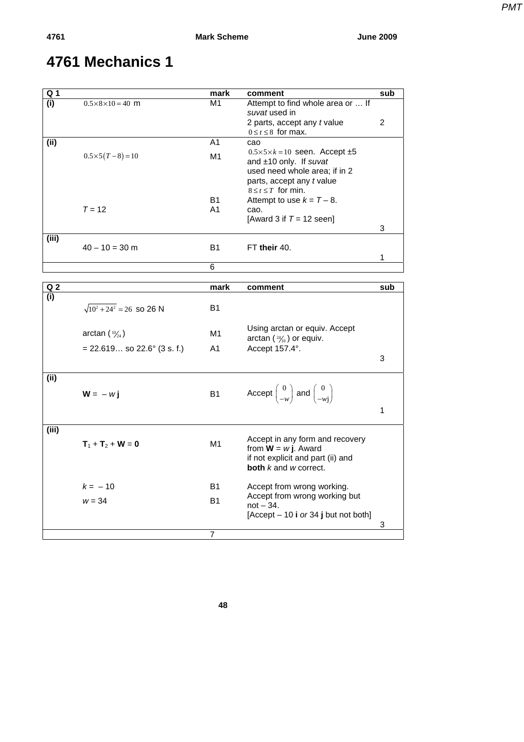# 4761 Mechanics 1

| Q 1 | | mark | comment | sub |
|---|---|---|---|---|
| (i) | $0.5 \times 8 \times 10 = 40$ m | M1 | Attempt to find whole area or … If *suvat* used in 2 parts, accept any *t* value $0 \le t \le 8$ for max. | 2 |
| | | A1 | cao | |
| (ii) | $0.5 \times 5(T - 8) = 10$ | M1 | $0.5 \times 5 \times k = 10$ seen. Accept ±5 and ±10 only. If *suvat* used need whole area; if in 2 parts, accept any *t* value $8 \le t \le T$ for min. | |
| | | B1 | Attempt to use $k = T - 8$. | |
| | $T = 12$ | A1 | cao. [Award 3 if $T = 12$ seen] | 3 |
| (iii) | $40 - 10 = 30$ m | B1 | FT **their** 40. | 1 |
| | | 6 | | |

| Q 2 | | mark | comment | sub |
|---|---|---|---|---|
| (i) | $\sqrt{10^2 + 24^2} = 26$ so 26 N | B1 | | |
| | arctan ($\frac{10}{24}$) | M1 | Using arctan or equiv. Accept arctan ($\frac{24}{10}$) or equiv. | |
| | = 22.619… so 22.6° (3 s. f.) | A1 | Accept 157.4°. | 3 |
| (ii) | **W** = $-w$ **j** | B1 | Accept $\begin{pmatrix} 0 \\ -w \end{pmatrix}$ and $\begin{pmatrix} 0 \\ -w\text{j} \end{pmatrix}$ | 1 |
| (iii) | $\mathbf{T}_1 + \mathbf{T}_2 + \mathbf{W} = \mathbf{0}$ | M1 | Accept in any form and recovery from **W** = $w$ **j**. Award if not explicit and part (ii) and **both** $k$ and $w$ correct. | |
| | $k = -10$ | B1 | Accept from wrong working. | |
| | $w = 34$ | B1 | Accept from wrong working but not $-34$. [Accept $-10$ **i** *or* 34 **j** but not both] | 3 |
| | | 7 | | |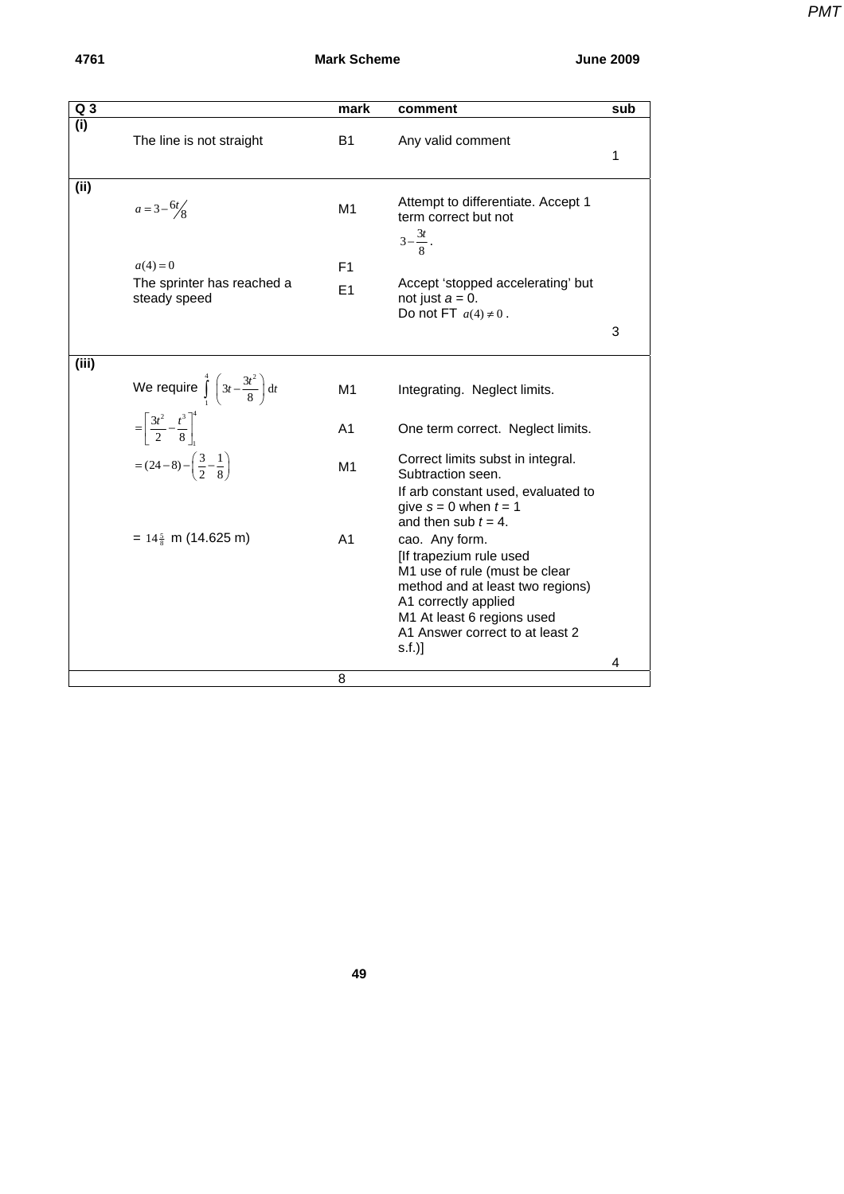| Q 3 | | mark | comment | sub |
|---|---|---|---|---|
| (i) | The line is not straight | B1 | Any valid comment | 1 |
| (ii) | $a = 3 - {}^{6t}\!/_{8}$ | M1 | Attempt to differentiate. Accept 1 term correct but not $3 - \frac{3t}{8}$. | |
| | $a(4) = 0$ | F1 | | |
| | The sprinter has reached a steady speed | E1 | Accept 'stopped accelerating' but not just $a = 0$. Do not FT $a(4) \neq 0$. | 3 |
| (iii) | We require $\int_1^4 \left(3t - \frac{3t^2}{8}\right) \mathrm{d}t$ | M1 | Integrating. Neglect limits. | |
| | $= \left[\frac{3t^2}{2} - \frac{t^3}{8}\right]_1^4$ | A1 | One term correct. Neglect limits. | |
| | $= (24 - 8) - \left(\frac{3}{2} - \frac{1}{8}\right)$ | M1 | Correct limits subst in integral. Subtraction seen. If arb constant used, evaluated to give $s = 0$ when $t = 1$ and then sub $t = 4$. | |
| | $= 14\frac{5}{8}$ m (14.625 m) | A1 | cao. Any form. [If trapezium rule used M1 use of rule (must be clear method and at least two regions) A1 correctly applied M1 At least 6 regions used A1 Answer correct to at least 2 s.f.)] | 4 |
| | | 8 | | |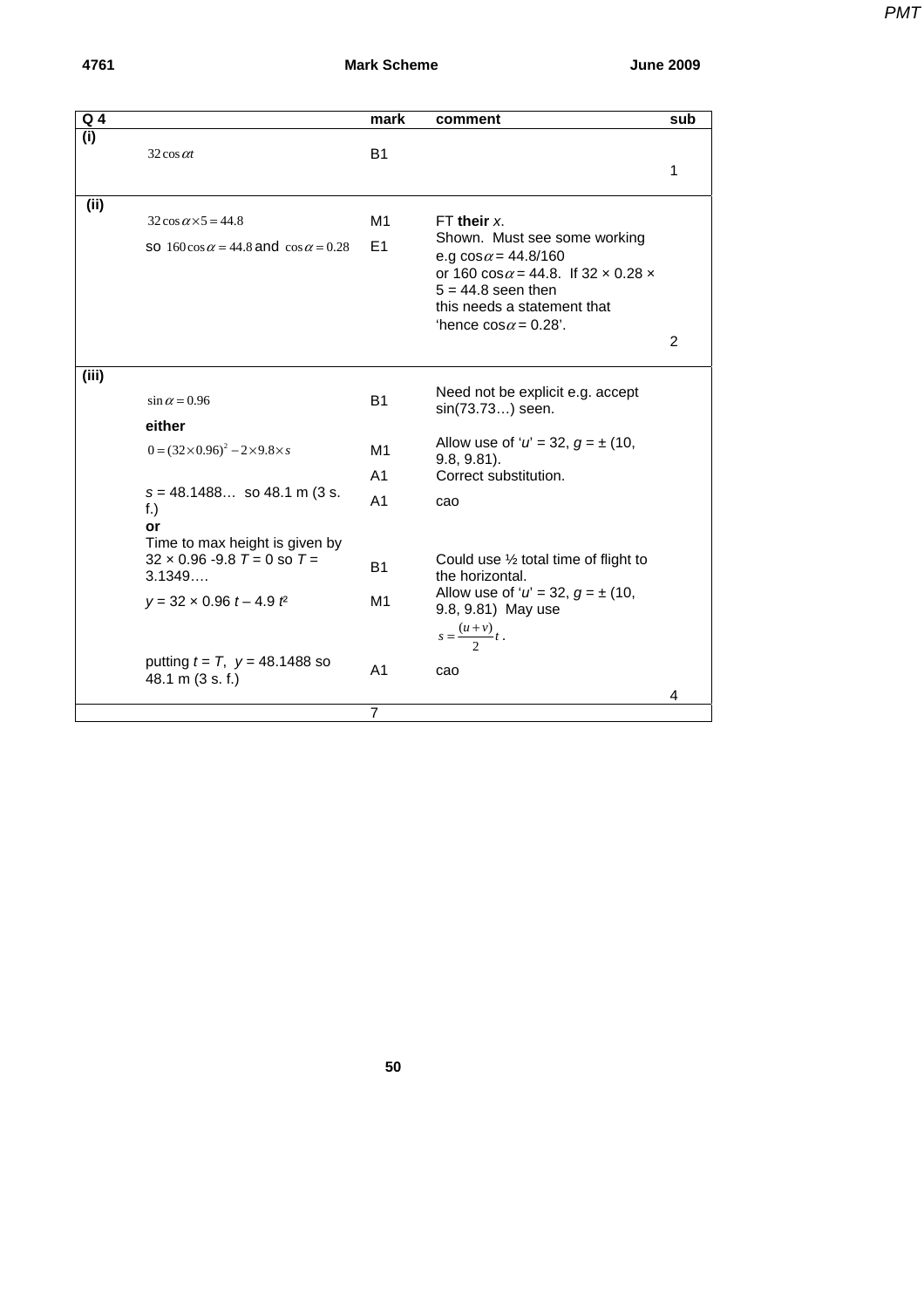| Q 4 | | mark | comment | sub |
|---|---|---|---|---|
| (i) | $32\cos\alpha t$ | B1 | | 1 |
| (ii) | $32\cos\alpha \times 5 = 44.8$ | M1 | FT **their** $x$. | |
| | so $160\cos\alpha = 44.8$ and $\cos\alpha = 0.28$ | E1 | Shown. Must see some working e.g $\cos\alpha = 44.8/160$ or $160\cos\alpha = 44.8$. If $32 \times 0.28 \times 5 = 44.8$ seen then this needs a statement that 'hence $\cos\alpha = 0.28$'. | 2 |
| (iii) | $\sin\alpha = 0.96$ | B1 | Need not be explicit e.g. accept sin(73.73…) seen. | |
| | **either** | | | |
| | $0 = (32 \times 0.96)^2 - 2 \times 9.8 \times s$ | M1 | Allow use of '$u$' = 32, $g = \pm$ (10, 9.8, 9.81). | |
| | | A1 | Correct substitution. | |
| | $s$ = 48.1488… so 48.1 m (3 s. f.) | A1 | cao | |
| | **or** | | | |
| | Time to max height is given by $32 \times 0.96 - 9.8T = 0$ so $T$ = 3.1349…. | B1 | Could use ½ total time of flight to the horizontal. | |
| | $y = 32 \times 0.96\,t - 4.9\,t^2$ | M1 | Allow use of '$u$' = 32, $g = \pm$ (10, 9.8, 9.81) May use $s = \frac{(u+v)}{2}t$. | |
| | putting $t = T$, $y$ = 48.1488 so 48.1 m (3 s. f.) | A1 | cao | 4 |
| | | 7 | | |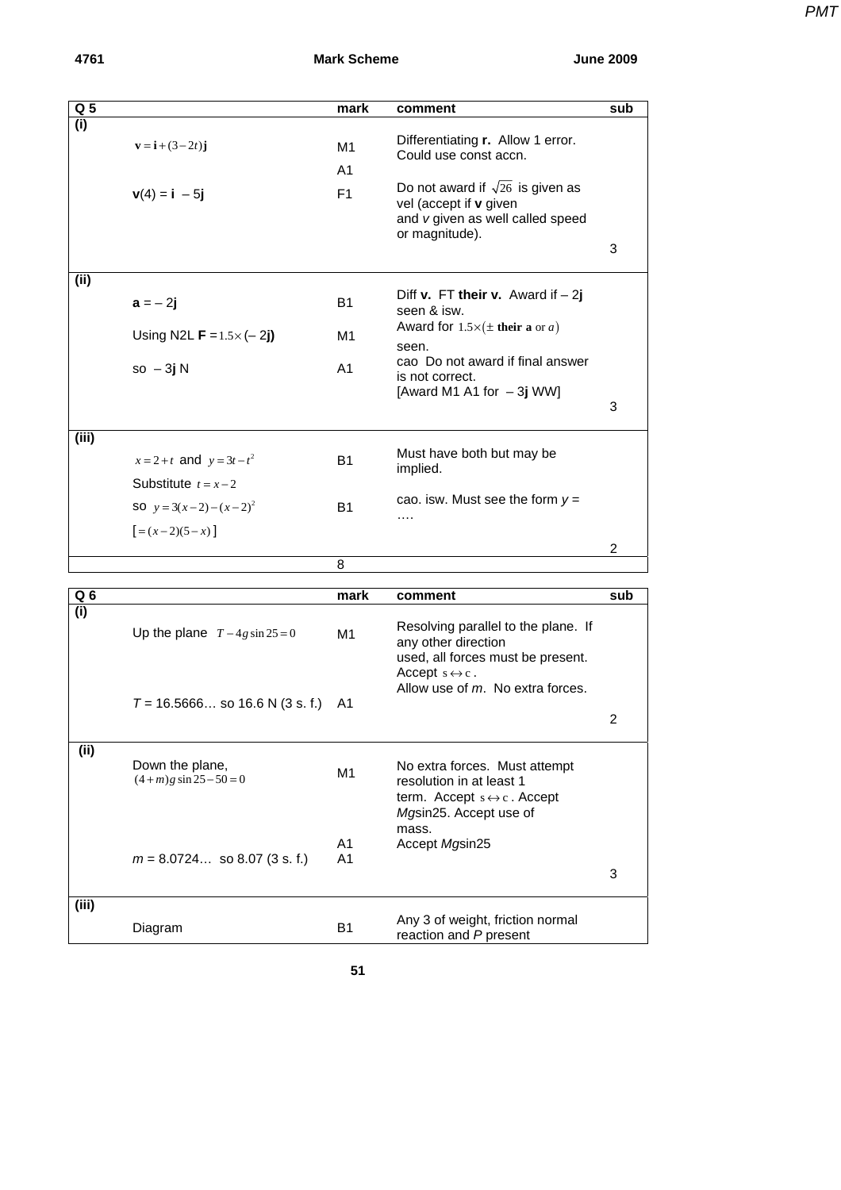| Q 5 | | mark | comment | sub |
|---|---|---|---|---|
| (i) | $\mathbf{v} = \mathbf{i} + (3 - 2t)\mathbf{j}$ | M1 | Differentiating **r**. Allow 1 error. Could use const accn. | |
| | | A1 | | |
| | **v**(4) = **i** – 5**j** | F1 | Do not award if $\sqrt{26}$ is given as vel (accept if **v** given and *v* given as well called speed or magnitude). | |
| | | | | 3 |
| (ii) | **a** = – 2**j** | B1 | Diff **v.** FT **their v.** Award if – 2**j** seen & isw. | |
| | Using N2L **F** = $1.5\times$ (– 2**j)** | M1 | Award for $1.5 \times (\pm$ **their a** or $a)$ seen. | |
| | so – 3**j** N | A1 | cao Do not award if final answer is not correct. [Award M1 A1 for – 3**j** WW] | |
| | | | | 3 |
| (iii) | $x = 2 + t$ and $y = 3t - t^2$ | B1 | Must have both but may be implied. | |
| | Substitute $t = x - 2$ | | | |
| | so $y = 3(x-2) - (x-2)^2$ | B1 | cao. isw. Must see the form *y* = …. | |
| | $[= (x-2)(5-x)]$ | | | |
| | | | | 2 |
| | | 8 | | |

| Q 6 | | mark | comment | sub |
|---|---|---|---|---|
| (i) | Up the plane $T - 4g\sin 25 = 0$ | M1 | Resolving parallel to the plane. If any other direction used, all forces must be present. Accept $s \leftrightarrow c$. Allow use of *m*. No extra forces. | |
| | *T* = 16.5666… so 16.6 N (3 s. f.) | A1 | | |
| | | | | 2 |
| (ii) | Down the plane, $(4+m)g\sin 25 - 50 = 0$ | M1 | No extra forces. Must attempt resolution in at least 1 term. Accept $s \leftrightarrow c$. Accept *Mg*sin25. Accept use of mass. | |
| | | A1 | Accept *Mg*sin25 | |
| | *m* = 8.0724… so 8.07 (3 s. f.) | A1 | | |
| | | | | 3 |
| (iii) | Diagram | B1 | Any 3 of weight, friction normal reaction and *P* present | |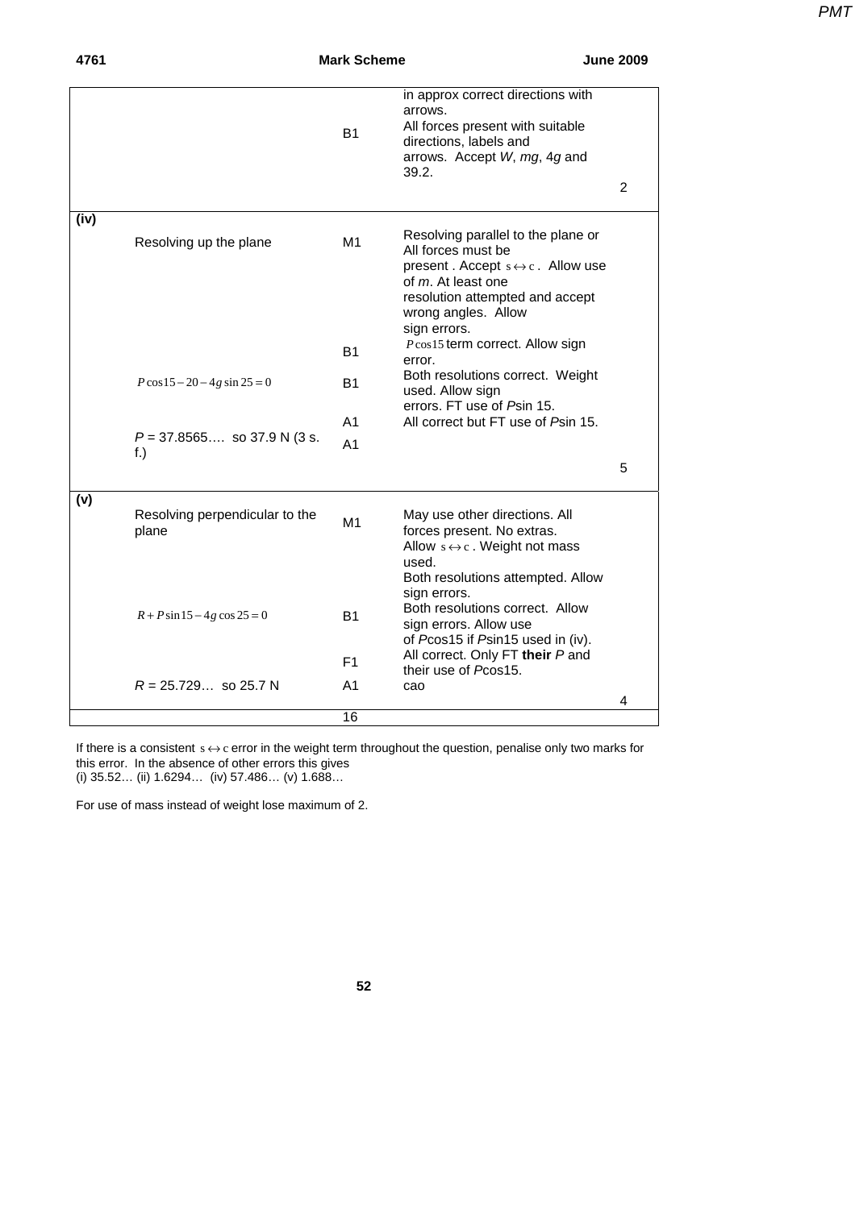| | | | | |
|---|---|---|---|---|
| | | B1 | in approx correct directions with arrows. All forces present with suitable directions, labels and arrows. Accept $W$, $mg$, $4g$ and 39.2. | |
| | | | | 2 |
| (iv) | Resolving up the plane | M1 | Resolving parallel to the plane or All forces must be present . Accept $s \leftrightarrow c$ . Allow use of $m$. At least one resolution attempted and accept wrong angles. Allow sign errors. | |
| | | B1 | $P\cos 15$ term correct. Allow sign error. | |
| | $P\cos 15 - 20 - 4g\sin 25 = 0$ | B1 | Both resolutions correct. Weight used. Allow sign errors. FT use of $P\sin 15$. | |
| | | A1 | All correct but FT use of $P\sin 15$. | |
| | $P$ = 37.8565…. so 37.9 N (3 s. f.) | A1 | | |
| | | | | 5 |
| (v) | Resolving perpendicular to the plane | M1 | May use other directions. All forces present. No extras. Allow $s \leftrightarrow c$ . Weight not mass used. Both resolutions attempted. Allow sign errors. | |
| | $R + P\sin 15 - 4g\cos 25 = 0$ | B1 | Both resolutions correct. Allow sign errors. Allow use of $P\cos 15$ if $P\sin 15$ used in (iv). | |
| | | F1 | All correct. Only FT **their** $P$ and their use of $P\cos 15$. | |
| | $R$ = 25.729… so 25.7 N | A1 | cao | |
| | | | | 4 |
| | | 16 | | |

If there is a consistent $s \leftrightarrow c$ error in the weight term throughout the question, penalise only two marks for this error. In the absence of other errors this gives
(i) 35.52… (ii) 1.6294… (iv) 57.486… (v) 1.688…

For use of mass instead of weight lose maximum of 2.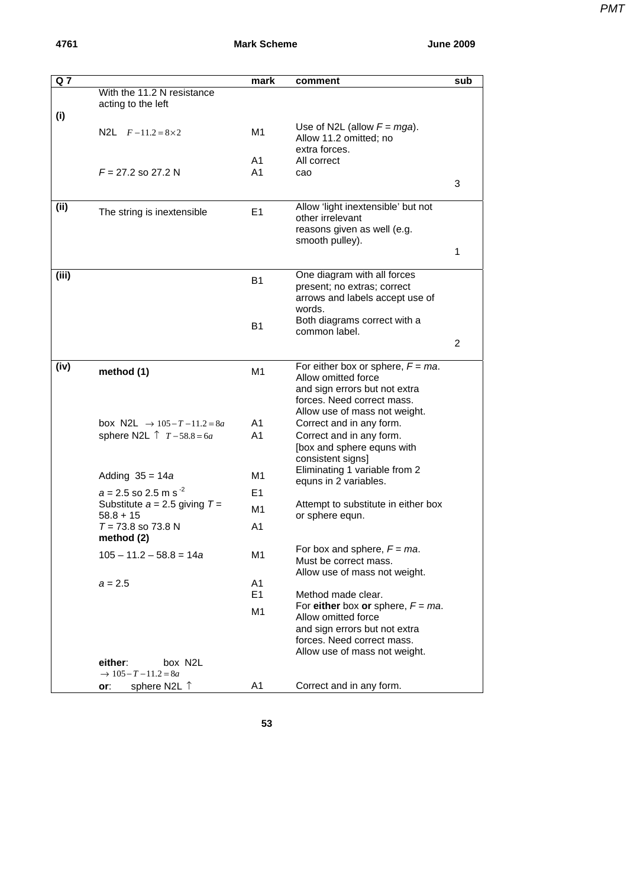| Q 7 | | mark | comment | sub |
|---|---|---|---|---|
| | With the 11.2 N resistance acting to the left | | | |
| (i) | | | | |
| | N2L $F - 11.2 = 8 \times 2$ | M1 | Use of N2L (allow $F = mga$). Allow 11.2 omitted; no extra forces. | |
| | | A1 | All correct | |
| | $F$ = 27.2 so 27.2 N | A1 | cao | |
| | | | | 3 |
| (ii) | The string is inextensible | E1 | Allow 'light inextensible' but not other irrelevant reasons given as well (e.g. smooth pulley). | |
| | | | | 1 |
| (iii) | | B1 | One diagram with all forces present; no extras; correct arrows and labels accept use of words. | |
| | | B1 | Both diagrams correct with a common label. | |
| | | | | 2 |
| (iv) | **method (1)** | M1 | For either box or sphere, $F = ma$. Allow omitted force and sign errors but not extra forces. Need correct mass. Allow use of mass not weight. | |
| | box N2L $\rightarrow 105 - T - 11.2 = 8a$ | A1 | Correct and in any form. | |
| | sphere N2L $\uparrow$ $T - 58.8 = 6a$ | A1 | Correct and in any form. [box and sphere equns with consistent signs] | |
| | Adding 35 = 14$a$ | M1 | Eliminating 1 variable from 2 equns in 2 variables. | |
| | $a$ = 2.5 so 2.5 m s$^{-2}$ | E1 | | |
| | Substitute $a$ = 2.5 giving $T$ = 58.8 + 15 | M1 | Attempt to substitute in either box or sphere equn. | |
| | $T$ = 73.8 so 73.8 N | A1 | | |
| | **method (2)** | | | |
| | 105 – 11.2 – 58.8 = 14$a$ | M1 | For box and sphere, $F = ma$. Must be correct mass. Allow use of mass not weight. | |
| | $a$ = 2.5 | A1 | | |
| | | E1 | Method made clear. | |
| | | M1 | For **either** box **or** sphere, $F = ma$. Allow omitted force and sign errors but not extra forces. Need correct mass. Allow use of mass not weight. | |
| | **either**: box N2L $\rightarrow 105 - T - 11.2 = 8a$ | | | |
| | **or**: sphere N2L $\uparrow$ | A1 | Correct and in any form. | |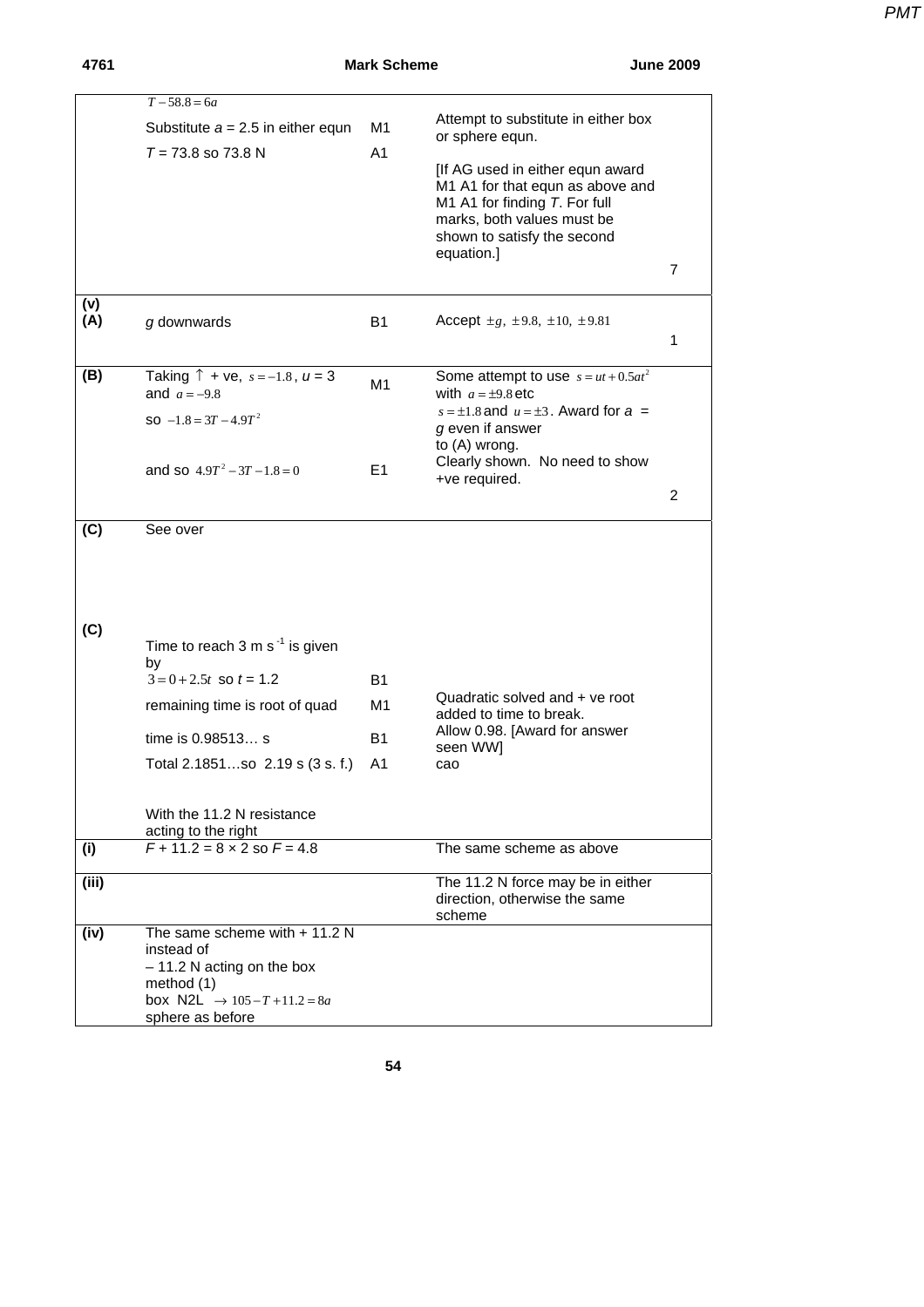| | | | | |
|---|---|---|---|---|
| | $T - 58.8 = 6a$ | | | |
| | Substitute $a = 2.5$ in either equn | M1 | Attempt to substitute in either box or sphere equn. | |
| | $T = 73.8$ so 73.8 N | A1 | [If AG used in either equn award M1 A1 for that equn as above and M1 A1 for finding $T$. For full marks, both values must be shown to satisfy the second equation.] | |
| | | | | 7 |
| (v) (A) | $g$ downwards | B1 | Accept $\pm g, \pm 9.8, \pm 10, \pm 9.81$ | |
| | | | | 1 |
| (B) | Taking ↑ + ve, $s = -1.8$, $u = 3$ and $a = -9.8$ | M1 | Some attempt to use $s = ut + 0.5at^2$ with $a = \pm 9.8$ etc | |
| | so $-1.8 = 3T - 4.9T^2$ | | $s = \pm 1.8$ and $u = \pm 3$. Award for $a = g$ even if answer to (A) wrong. | |
| | and so $4.9T^2 - 3T - 1.8 = 0$ | E1 | Clearly shown. No need to show +ve required. | |
| | | | | 2 |
| (C) | See over | | | |
| (C) | Time to reach 3 m s$^{-1}$ is given by | | | |
| | $3 = 0 + 2.5t$ so $t = 1.2$ | B1 | | |
| | remaining time is root of quad | M1 | Quadratic solved and + ve root added to time to break. | |
| | time is 0.98513… s | B1 | Allow 0.98. [Award for answer seen WW] | |
| | Total 2.1851…so 2.19 s (3 s. f.) | A1 | cao | |
| | With the 11.2 N resistance acting to the right | | | |
| (i) | $F + 11.2 = 8 \times 2$ so $F = 4.8$ | | The same scheme as above | |
| (iii) | | | The 11.2 N force may be in either direction, otherwise the same scheme | |
| (iv) | The same scheme with + 11.2 N instead of – 11.2 N acting on the box method (1) box N2L $\rightarrow 105 - T + 11.2 = 8a$ sphere as before | | | |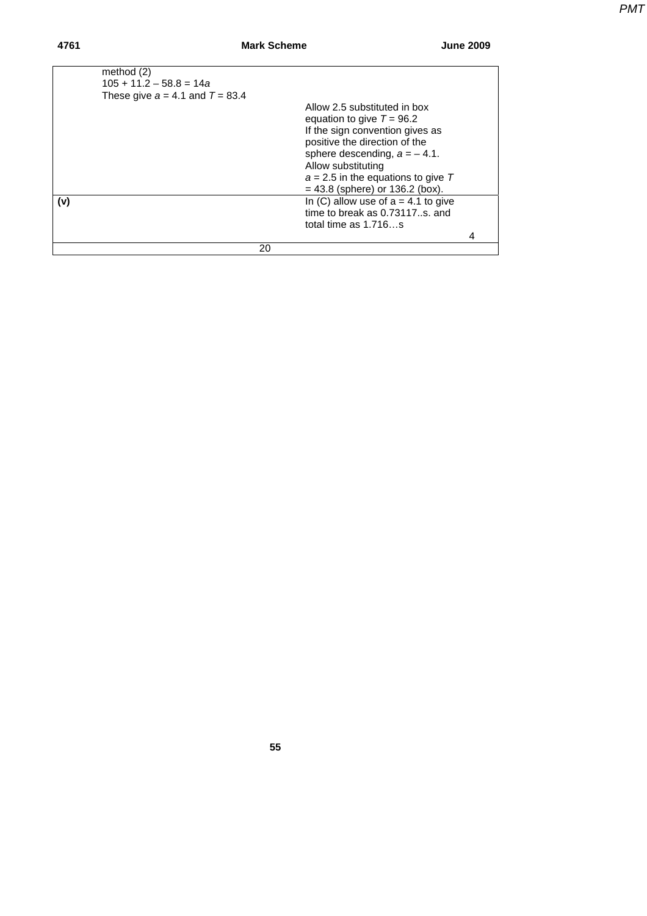| | | | |
|---|---|---|---|
| | method (2)<br>$105 + 11.2 - 58.8 = 14a$<br>These give $a = 4.1$ and $T = 83.4$ | Allow 2.5 substituted in box equation to give $T = 96.2$<br>If the sign convention gives as positive the direction of the sphere descending, $a = -4.1$.<br>Allow substituting $a = 2.5$ in the equations to give $T = 43.8$ (sphere) or 136.2 (box). | |
| **(v)** | | In (C) allow use of a = 4.1 to give time to break as 0.73117..s. and total time as 1.716…s | 4 |
| | 20 | | |